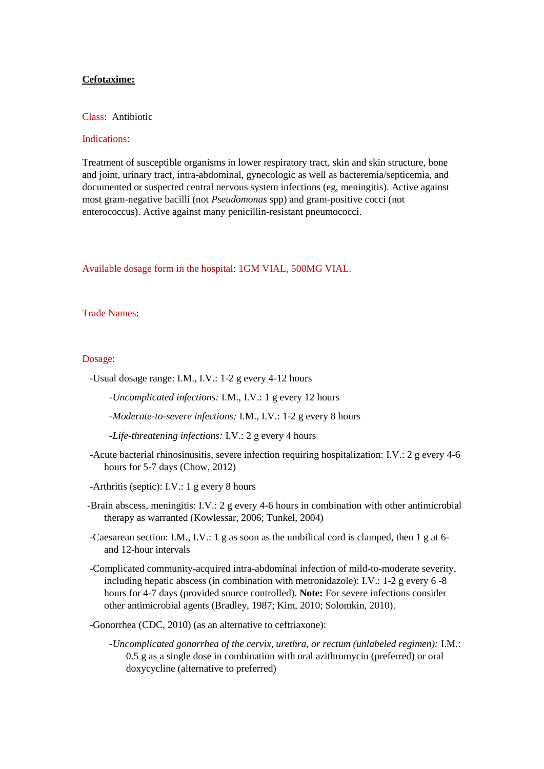**Cefotaxime:**

Class: Antibiotic

Indications:

Treatment of susceptible organisms in lower respiratory tract, skin and skin structure, bone and joint, urinary tract, intra-abdominal, gynecologic as well as bacteremia/septicemia, and documented or suspected central nervous system infections (eg, meningitis). Active against most gram-negative bacilli (not *Pseudomonas* spp) and gram-positive cocci (not enterococcus). Active against many penicillin-resistant pneumococci.

Available dosage form in the hospital: 1GM VIAL, 500MG VIAL.

Trade Names:

Dosage:

- -Usual dosage range: I.M., I.V.: 1-2 g every 4-12 hours
  - -*Uncomplicated infections:* I.M., I.V.: 1 g every 12 hours
  - -*Moderate-to-severe infections:* I.M., I.V.: 1-2 g every 8 hours
  - -*Life-threatening infections:* I.V.: 2 g every 4 hours
- -Acute bacterial rhinosinusitis, severe infection requiring hospitalization: I.V.: 2 g every 4-6 hours for 5-7 days (Chow, 2012)
- -Arthritis (septic): I.V.: 1 g every 8 hours
- -Brain abscess, meningitis: I.V.: 2 g every 4-6 hours in combination with other antimicrobial therapy as warranted (Kowlessar, 2006; Tunkel, 2004)
- -Caesarean section: I.M., I.V.: 1 g as soon as the umbilical cord is clamped, then 1 g at 6- and 12-hour intervals
- -Complicated community-acquired intra-abdominal infection of mild-to-moderate severity, including hepatic abscess (in combination with metronidazole): I.V.: 1-2 g every 6 -8 hours for 4-7 days (provided source controlled). **Note:** For severe infections consider other antimicrobial agents (Bradley, 1987; Kim, 2010; Solomkin, 2010).
- -Gonorrhea (CDC, 2010) (as an alternative to ceftriaxone):
  - -*Uncomplicated gonorrhea of the cervix, urethra, or rectum (unlabeled regimen):* I.M.: 0.5 g as a single dose in combination with oral azithromycin (preferred) or oral doxycycline (alternative to preferred)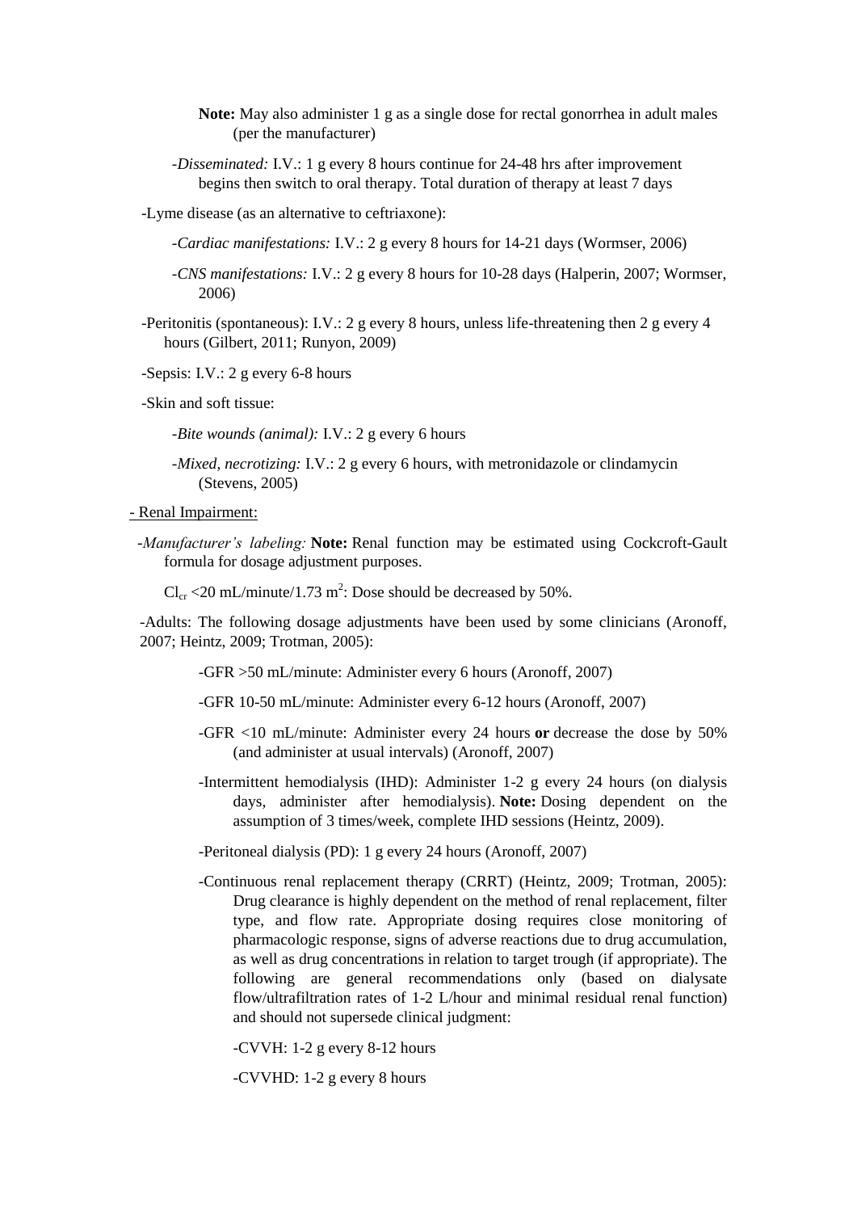**Note:** May also administer 1 g as a single dose for rectal gonorrhea in adult males (per the manufacturer)

-*Disseminated:* I.V.: 1 g every 8 hours continue for 24-48 hrs after improvement begins then switch to oral therapy. Total duration of therapy at least 7 days

-Lyme disease (as an alternative to ceftriaxone):

-*Cardiac manifestations:* I.V.: 2 g every 8 hours for 14-21 days (Wormser, 2006)

-*CNS manifestations:* I.V.: 2 g every 8 hours for 10-28 days (Halperin, 2007; Wormser, 2006)

-Peritonitis (spontaneous): I.V.: 2 g every 8 hours, unless life-threatening then 2 g every 4 hours (Gilbert, 2011; Runyon, 2009)

-Sepsis: I.V.: 2 g every 6-8 hours

-Skin and soft tissue:

-*Bite wounds (animal):* I.V.: 2 g every 6 hours

-*Mixed, necrotizing:* I.V.: 2 g every 6 hours, with metronidazole or clindamycin (Stevens, 2005)

- Renal Impairment:

-*Manufacturer's labeling:* **Note:** Renal function may be estimated using Cockcroft-Gault formula for dosage adjustment purposes.

$Cl_{cr}$ <20 mL/minute/1.73 $m^2$: Dose should be decreased by 50%.

-Adults: The following dosage adjustments have been used by some clinicians (Aronoff, 2007; Heintz, 2009; Trotman, 2005):

-GFR >50 mL/minute: Administer every 6 hours (Aronoff, 2007)

-GFR 10-50 mL/minute: Administer every 6-12 hours (Aronoff, 2007)

-GFR <10 mL/minute: Administer every 24 hours **or** decrease the dose by 50% (and administer at usual intervals) (Aronoff, 2007)

-Intermittent hemodialysis (IHD): Administer 1-2 g every 24 hours (on dialysis days, administer after hemodialysis). **Note:** Dosing dependent on the assumption of 3 times/week, complete IHD sessions (Heintz, 2009).

-Peritoneal dialysis (PD): 1 g every 24 hours (Aronoff, 2007)

-Continuous renal replacement therapy (CRRT) (Heintz, 2009; Trotman, 2005): Drug clearance is highly dependent on the method of renal replacement, filter type, and flow rate. Appropriate dosing requires close monitoring of pharmacologic response, signs of adverse reactions due to drug accumulation, as well as drug concentrations in relation to target trough (if appropriate). The following are general recommendations only (based on dialysate flow/ultrafiltration rates of 1-2 L/hour and minimal residual renal function) and should not supersede clinical judgment:

-CVVH: 1-2 g every 8-12 hours

-CVVHD: 1-2 g every 8 hours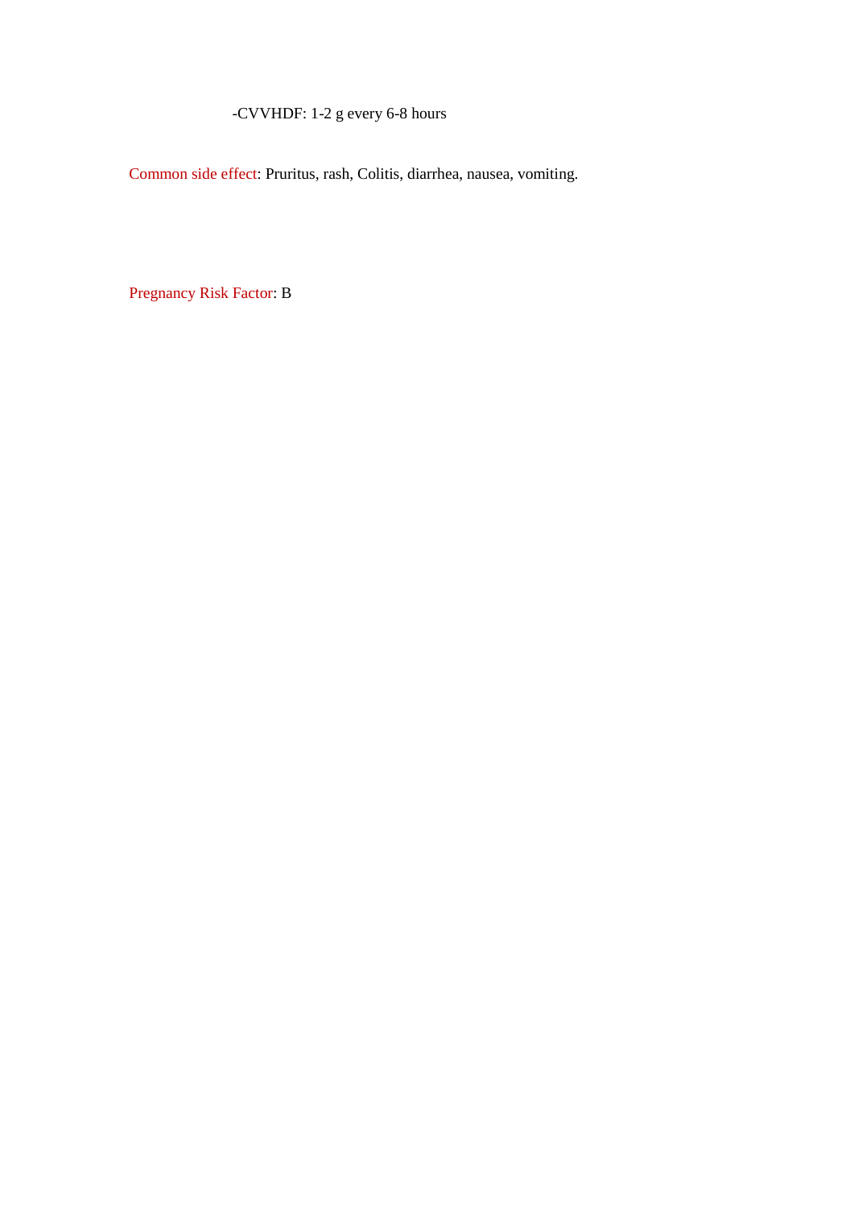-CVVHDF: 1-2 g every 6-8 hours

Common side effect: Pruritus, rash, Colitis, diarrhea, nausea, vomiting.

Pregnancy Risk Factor: B